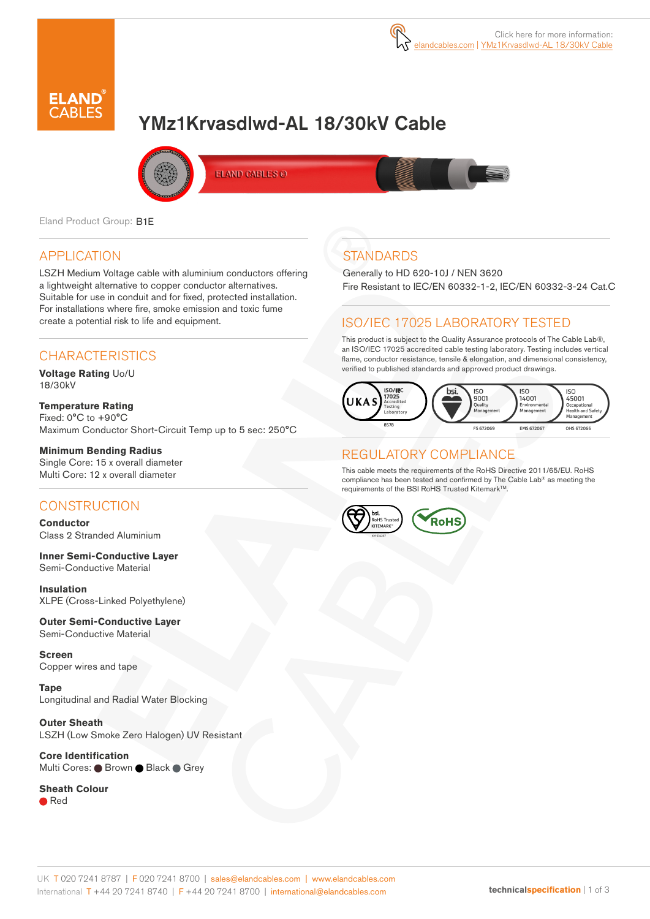Click here for more information:
elandcables.com | YMz1Krvasdlwd-AL 18/30kV Cable

# YMz1Krvasdlwd-AL 18/30kV Cable

Eland Product Group: B1E

## APPLICATION

LSZH Medium Voltage cable with aluminium conductors offering a lightweight alternative to copper conductor alternatives. Suitable for use in conduit and for fixed, protected installation. For installations where fire, smoke emission and toxic fume create a potential risk to life and equipment.

## CHARACTERISTICS

**Voltage Rating** Uo/U
18/30kV

**Temperature Rating**
Fixed: 0°C to +90°C
Maximum Conductor Short-Circuit Temp up to 5 sec: 250°C

**Minimum Bending Radius**
Single Core: 15 x overall diameter
Multi Core: 12 x overall diameter

## CONSTRUCTION

**Conductor**
Class 2 Stranded Aluminium

**Inner Semi-Conductive Layer**
Semi-Conductive Material

**Insulation**
XLPE (Cross-Linked Polyethylene)

**Outer Semi-Conductive Layer**
Semi-Conductive Material

**Screen**
Copper wires and tape

**Tape**
Longitudinal and Radial Water Blocking

**Outer Sheath**
LSZH (Low Smoke Zero Halogen) UV Resistant

**Core Identification**
Multi Cores: ● Brown ● Black ● Grey

**Sheath Colour**
● Red

## STANDARDS

Generally to HD 620-10J / NEN 3620
Fire Resistant to IEC/EN 60332-1-2, IEC/EN 60332-3-24 Cat.C

## ISO/IEC 17025 LABORATORY TESTED

This product is subject to the Quality Assurance protocols of The Cable Lab®, an ISO/IEC 17025 accredited cable testing laboratory. Testing includes vertical flame, conductor resistance, tensile & elongation, and dimensional consistency, verified to published standards and approved product drawings.

UKAS ISO/IEC 17025 Accredited Testing Laboratory 8578 | bsi. ISO 9001 Quality Management FS 672069 | ISO 14001 Environmental Management EMS 672067 | ISO 45001 Occupational Health and Safety Management OHS 672066

## REGULATORY COMPLIANCE

This cable meets the requirements of the RoHS Directive 2011/65/EU. RoHS compliance has been tested and confirmed by The Cable Lab® as meeting the requirements of the BSI RoHS Trusted Kitemark™.

bsi. RoHS Trusted KITEMARK™ | RoHS

UK T 020 7241 8787 | F 020 7241 8700 | sales@elandcables.com | www.elandcables.com
International T +44 20 7241 8740 | F +44 20 7241 8700 | international@elandcables.com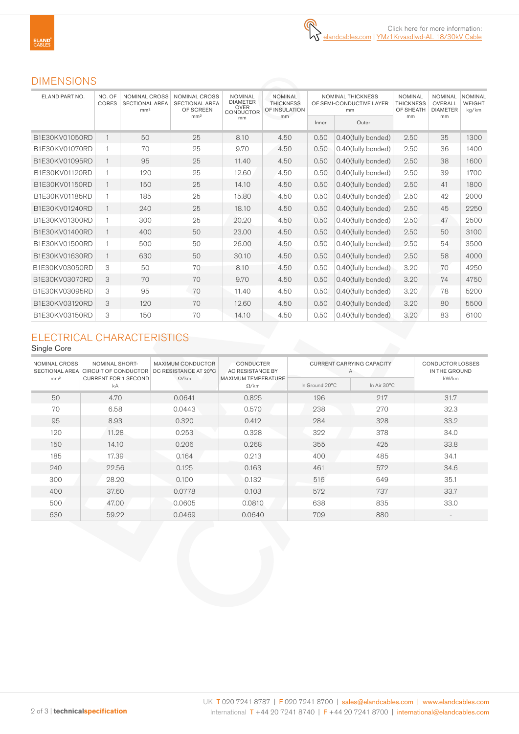Click here for more information: elandcables.com | YMz1Krvasdlwd-AL 18/30kV Cable

## DIMENSIONS

| ELAND PART NO. | NO. OF CORES | NOMINAL CROSS SECTIONAL AREA mm² | NOMINAL CROSS SECTIONAL AREA OF SCREEN mm² | NOMINAL DIAMETER OVER CONDUCTOR mm | NOMINAL THICKNESS OF INSULATION mm | NOMINAL THICKNESS OF SEMI-CONDUCTIVE LAYER mm | | NOMINAL THICKNESS OF SHEATH mm | NOMINAL OVERALL DIAMETER mm | NOMINAL WEIGHT kg/km |
|---|---|---|---|---|---|---|---|---|---|---|
| | | | | | | Inner | Outer | | | |
| B1E30KV01050RD | 1 | 50 | 25 | 8.10 | 4.50 | 0.50 | 0.40(fully bonded) | 2.50 | 35 | 1300 |
| B1E30KV01070RD | 1 | 70 | 25 | 9.70 | 4.50 | 0.50 | 0.40(fully bonded) | 2.50 | 36 | 1400 |
| B1E30KV01095RD | 1 | 95 | 25 | 11.40 | 4.50 | 0.50 | 0.40(fully bonded) | 2.50 | 38 | 1600 |
| B1E30KV01120RD | 1 | 120 | 25 | 12.60 | 4.50 | 0.50 | 0.40(fully bonded) | 2.50 | 39 | 1700 |
| B1E30KV01150RD | 1 | 150 | 25 | 14.10 | 4.50 | 0.50 | 0.40(fully bonded) | 2.50 | 41 | 1800 |
| B1E30KV01185RD | 1 | 185 | 25 | 15.80 | 4.50 | 0.50 | 0.40(fully bonded) | 2.50 | 42 | 2000 |
| B1E30KV01240RD | 1 | 240 | 25 | 18.10 | 4.50 | 0.50 | 0.40(fully bonded) | 2.50 | 45 | 2250 |
| B1E30KV01300RD | 1 | 300 | 25 | 20.20 | 4.50 | 0.50 | 0.40(fully bonded) | 2.50 | 47 | 2500 |
| B1E30KV01400RD | 1 | 400 | 50 | 23.00 | 4.50 | 0.50 | 0.40(fully bonded) | 2.50 | 50 | 3100 |
| B1E30KV01500RD | 1 | 500 | 50 | 26.00 | 4.50 | 0.50 | 0.40(fully bonded) | 2.50 | 54 | 3500 |
| B1E30KV01630RD | 1 | 630 | 50 | 30.10 | 4.50 | 0.50 | 0.40(fully bonded) | 2.50 | 58 | 4000 |
| B1E30KV03050RD | 3 | 50 | 70 | 8.10 | 4.50 | 0.50 | 0.40(fully bonded) | 3.20 | 70 | 4250 |
| B1E30KV03070RD | 3 | 70 | 70 | 9.70 | 4.50 | 0.50 | 0.40(fully bonded) | 3.20 | 74 | 4750 |
| B1E30KV03095RD | 3 | 95 | 70 | 11.40 | 4.50 | 0.50 | 0.40(fully bonded) | 3.20 | 78 | 5200 |
| B1E30KV03120RD | 3 | 120 | 70 | 12.60 | 4.50 | 0.50 | 0.40(fully bonded) | 3.20 | 80 | 5500 |
| B1E30KV03150RD | 3 | 150 | 70 | 14.10 | 4.50 | 0.50 | 0.40(fully bonded) | 3.20 | 83 | 6100 |

## ELECTRICAL CHARACTERISTICS

Single Core

| NOMINAL CROSS SECTIONAL AREA mm² | NOMINAL SHORT-CIRCUIT OF CONDUCTOR CURRENT FOR 1 SECOND kA | MAXIMUM CONDUCTOR DC RESISTANCE AT 20°C Ω/km | CONDUCTER AC RESISTANCE BY MAXIMUM TEMPERATURE Ω/km | CURRENT CARRYING CAPACITY A | | CONDUCTOR LOSSES IN THE GROUND kW/km |
|---|---|---|---|---|---|---|
| | | | | In Ground 20°C | In Air 30°C | |
| 50 | 4.70 | 0.0641 | 0.825 | 196 | 217 | 31.7 |
| 70 | 6.58 | 0.0443 | 0.570 | 238 | 270 | 32.3 |
| 95 | 8.93 | 0.320 | 0.412 | 284 | 328 | 33.2 |
| 120 | 11.28 | 0.253 | 0.328 | 322 | 378 | 34.0 |
| 150 | 14.10 | 0.206 | 0.268 | 355 | 425 | 33.8 |
| 185 | 17.39 | 0.164 | 0.213 | 400 | 485 | 34.1 |
| 240 | 22.56 | 0.125 | 0.163 | 461 | 572 | 34.6 |
| 300 | 28.20 | 0.100 | 0.132 | 516 | 649 | 35.1 |
| 400 | 37.60 | 0.0778 | 0.103 | 572 | 737 | 33.7 |
| 500 | 47.00 | 0.0605 | 0.0810 | 638 | 835 | 33.0 |
| 630 | 59.22 | 0.0469 | 0.0640 | 709 | 880 | - |

UK T 020 7241 8787 | F 020 7241 8700 | sales@elandcables.com | www.elandcables.com
International T +44 20 7241 8740 | F +44 20 7241 8700 | international@elandcables.com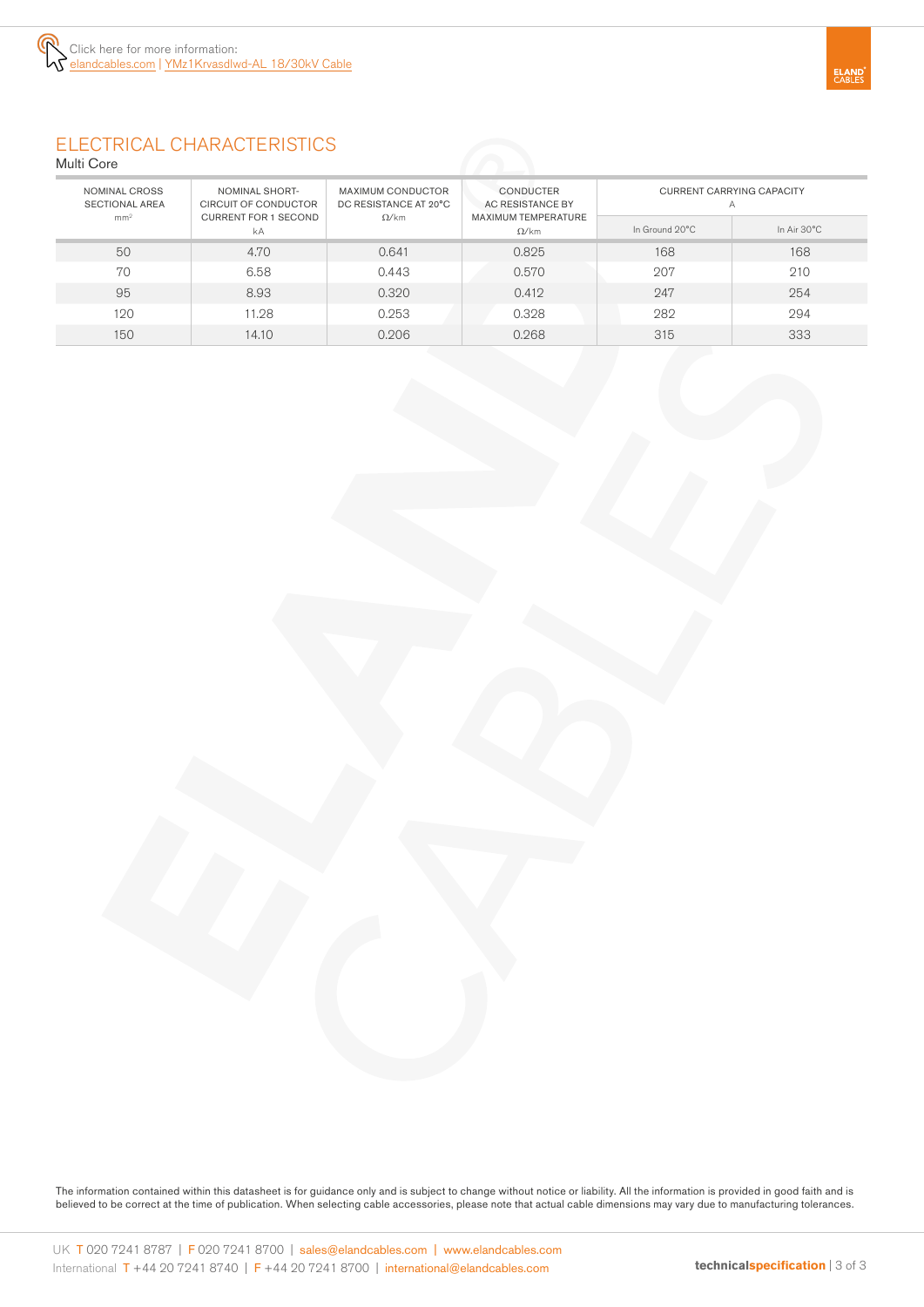Click here for more information:
elandcables.com | YMz1Krvasdlwd-AL 18/30kV Cable

# ELECTRICAL CHARACTERISTICS

Multi Core

| NOMINAL CROSS SECTIONAL AREA mm$^2$ | NOMINAL SHORT-CIRCUIT OF CONDUCTOR CURRENT FOR 1 SECOND kA | MAXIMUM CONDUCTOR DC RESISTANCE AT 20°C Ω/km | CONDUCTER AC RESISTANCE BY MAXIMUM TEMPERATURE Ω/km | CURRENT CARRYING CAPACITY A | |
|---|---|---|---|---|---|
| | | | | In Ground 20°C | In Air 30°C |
| 50 | 4.70 | 0.641 | 0.825 | 168 | 168 |
| 70 | 6.58 | 0.443 | 0.570 | 207 | 210 |
| 95 | 8.93 | 0.320 | 0.412 | 247 | 254 |
| 120 | 11.28 | 0.253 | 0.328 | 282 | 294 |
| 150 | 14.10 | 0.206 | 0.268 | 315 | 333 |

The information contained within this datasheet is for guidance only and is subject to change without notice or liability. All the information is provided in good faith and is believed to be correct at the time of publication. When selecting cable accessories, please note that actual cable dimensions may vary due to manufacturing tolerances.

UK T 020 7241 8787 | F 020 7241 8700 | sales@elandcables.com | www.elandcables.com
International T +44 20 7241 8740 | F +44 20 7241 8700 | international@elandcables.com